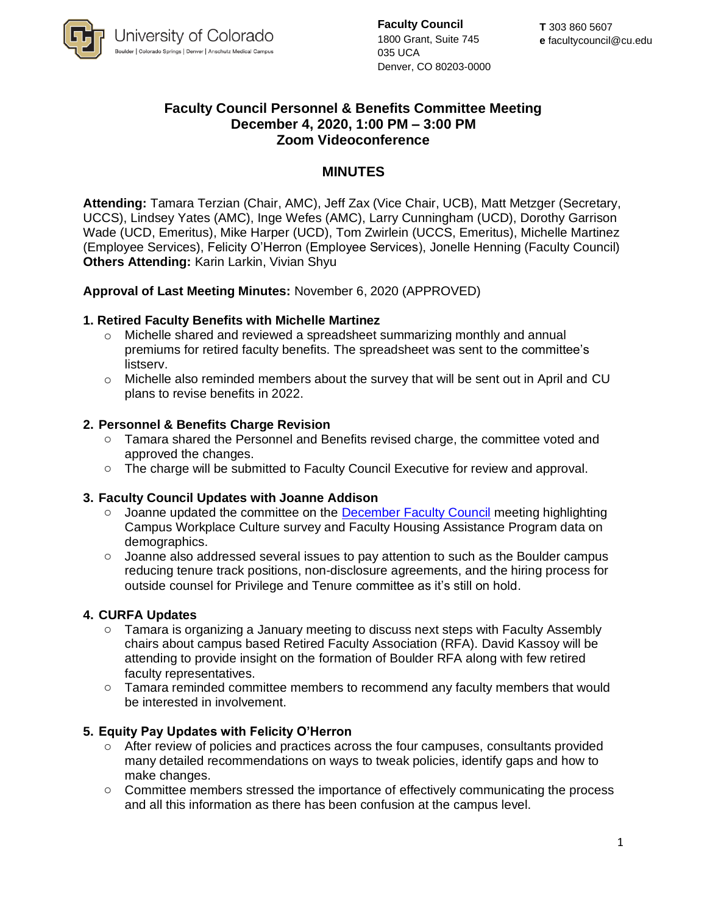University of Colorado
Boulder | Colorado Springs | Denver | Anschutz Medical Campus

**Faculty Council**
1800 Grant, Suite 745
035 UCA
Denver, CO 80203-0000

**T** 303 860 5607
**e** facultycouncil@cu.edu

# Faculty Council Personnel & Benefits Committee Meeting
## December 4, 2020, 1:00 PM – 3:00 PM
## Zoom Videoconference

## MINUTES

**Attending:** Tamara Terzian (Chair, AMC), Jeff Zax (Vice Chair, UCB), Matt Metzger (Secretary, UCCS), Lindsey Yates (AMC), Inge Wefes (AMC), Larry Cunningham (UCD), Dorothy Garrison Wade (UCD, Emeritus), Mike Harper (UCD), Tom Zwirlein (UCCS, Emeritus), Michelle Martinez (Employee Services), Felicity O'Herron (Employee Services), Jonelle Henning (Faculty Council)
**Others Attending:** Karin Larkin, Vivian Shyu

**Approval of Last Meeting Minutes:** November 6, 2020 (APPROVED)

### 1. Retired Faculty Benefits with Michelle Martinez

- Michelle shared and reviewed a spreadsheet summarizing monthly and annual premiums for retired faculty benefits. The spreadsheet was sent to the committee's listserv.
- Michelle also reminded members about the survey that will be sent out in April and CU plans to revise benefits in 2022.

### 2. Personnel & Benefits Charge Revision

- Tamara shared the Personnel and Benefits revised charge, the committee voted and approved the changes.
- The charge will be submitted to Faculty Council Executive for review and approval.

### 3. Faculty Council Updates with Joanne Addison

- Joanne updated the committee on the December Faculty Council meeting highlighting Campus Workplace Culture survey and Faculty Housing Assistance Program data on demographics.
- Joanne also addressed several issues to pay attention to such as the Boulder campus reducing tenure track positions, non-disclosure agreements, and the hiring process for outside counsel for Privilege and Tenure committee as it's still on hold.

### 4. CURFA Updates

- Tamara is organizing a January meeting to discuss next steps with Faculty Assembly chairs about campus based Retired Faculty Association (RFA). David Kassoy will be attending to provide insight on the formation of Boulder RFA along with few retired faculty representatives.
- Tamara reminded committee members to recommend any faculty members that would be interested in involvement.

### 5. Equity Pay Updates with Felicity O'Herron

- After review of policies and practices across the four campuses, consultants provided many detailed recommendations on ways to tweak policies, identify gaps and how to make changes.
- Committee members stressed the importance of effectively communicating the process and all this information as there has been confusion at the campus level.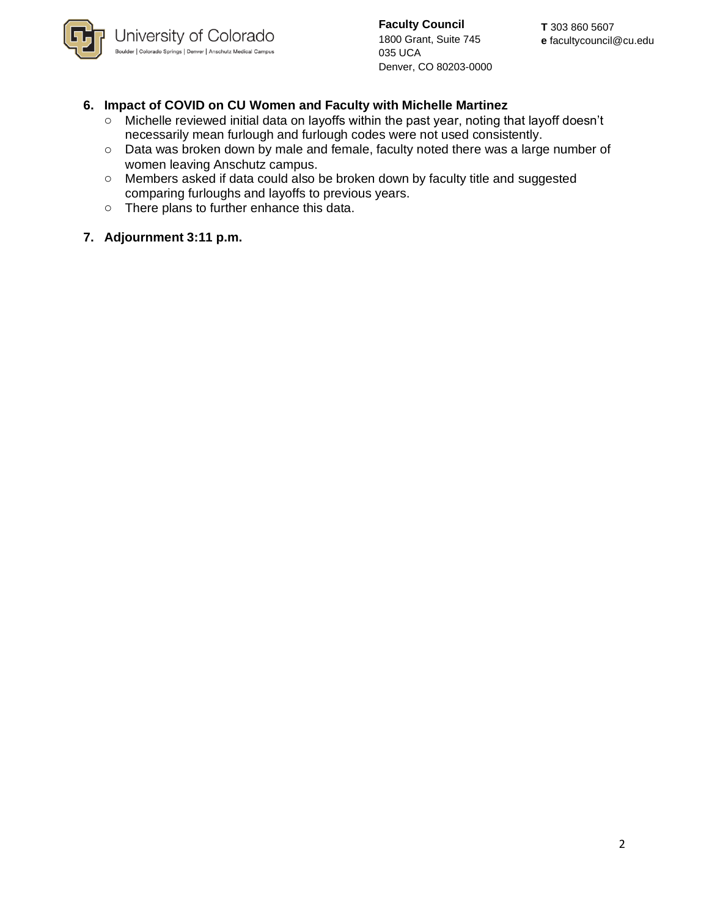6. **Impact of COVID on CU Women and Faculty with Michelle Martinez**
   - Michelle reviewed initial data on layoffs within the past year, noting that layoff doesn't necessarily mean furlough and furlough codes were not used consistently.
   - Data was broken down by male and female, faculty noted there was a large number of women leaving Anschutz campus.
   - Members asked if data could also be broken down by faculty title and suggested comparing furloughs and layoffs to previous years.
   - There plans to further enhance this data.

7. **Adjournment 3:11 p.m.**